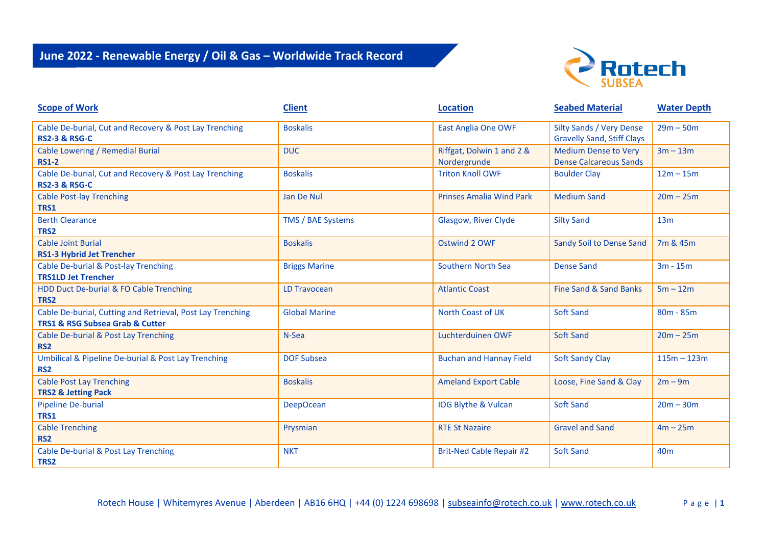# June 2022 - Renewable Energy / Oil & Gas – Worldwide Track Record

Rotech SUBSEA

| Scope of Work | Client | Location | Seabed Material | Water Depth |
|---|---|---|---|---|
| Cable De-burial, Cut and Recovery & Post Lay Trenching **RS2-3 & RSG-C** | Boskalis | East Anglia One OWF | Silty Sands / Very Dense Gravelly Sand, Stiff Clays | 29m – 50m |
| Cable Lowering / Remedial Burial **RS1-2** | DUC | Riffgat, Dolwin 1 and 2 & Nordergrunde | Medium Dense to Very Dense Calcareous Sands | 3m – 13m |
| Cable De-burial, Cut and Recovery & Post Lay Trenching **RS2-3 & RSG-C** | Boskalis | Triton Knoll OWF | Boulder Clay | 12m – 15m |
| Cable Post-lay Trenching **TRS1** | Jan De Nul | Prinses Amalia Wind Park | Medium Sand | 20m – 25m |
| Berth Clearance **TRS2** | TMS / BAE Systems | Glasgow, River Clyde | Silty Sand | 13m |
| Cable Joint Burial **RS1-3 Hybrid Jet Trencher** | Boskalis | Ostwind 2 OWF | Sandy Soil to Dense Sand | 7m & 45m |
| Cable De-burial & Post-lay Trenching **TRS1LD Jet Trencher** | Briggs Marine | Southern North Sea | Dense Sand | 3m - 15m |
| HDD Duct De-burial & FO Cable Trenching **TRS2** | LD Travocean | Atlantic Coast | Fine Sand & Sand Banks | 5m – 12m |
| Cable De-burial, Cutting and Retrieval, Post Lay Trenching **TRS1 & RSG Subsea Grab & Cutter** | Global Marine | North Coast of UK | Soft Sand | 80m - 85m |
| Cable De-burial & Post Lay Trenching **RS2** | N-Sea | Luchterduinen OWF | Soft Sand | 20m – 25m |
| Umbilical & Pipeline De-burial & Post Lay Trenching **RS2** | DOF Subsea | Buchan and Hannay Field | Soft Sandy Clay | 115m – 123m |
| Cable Post Lay Trenching **TRS2 & Jetting Pack** | Boskalis | Ameland Export Cable | Loose, Fine Sand & Clay | 2m – 9m |
| Pipeline De-burial **TRS1** | DeepOcean | IOG Blythe & Vulcan | Soft Sand | 20m – 30m |
| Cable Trenching **RS2** | Prysmian | RTE St Nazaire | Gravel and Sand | 4m – 25m |
| Cable De-burial & Post Lay Trenching **TRS2** | NKT | Brit-Ned Cable Repair #2 | Soft Sand | 40m |

Rotech House | Whitemyres Avenue | Aberdeen | AB16 6HQ | +44 (0) 1224 698698 | subseainfo@rotech.co.uk | www.rotech.co.uk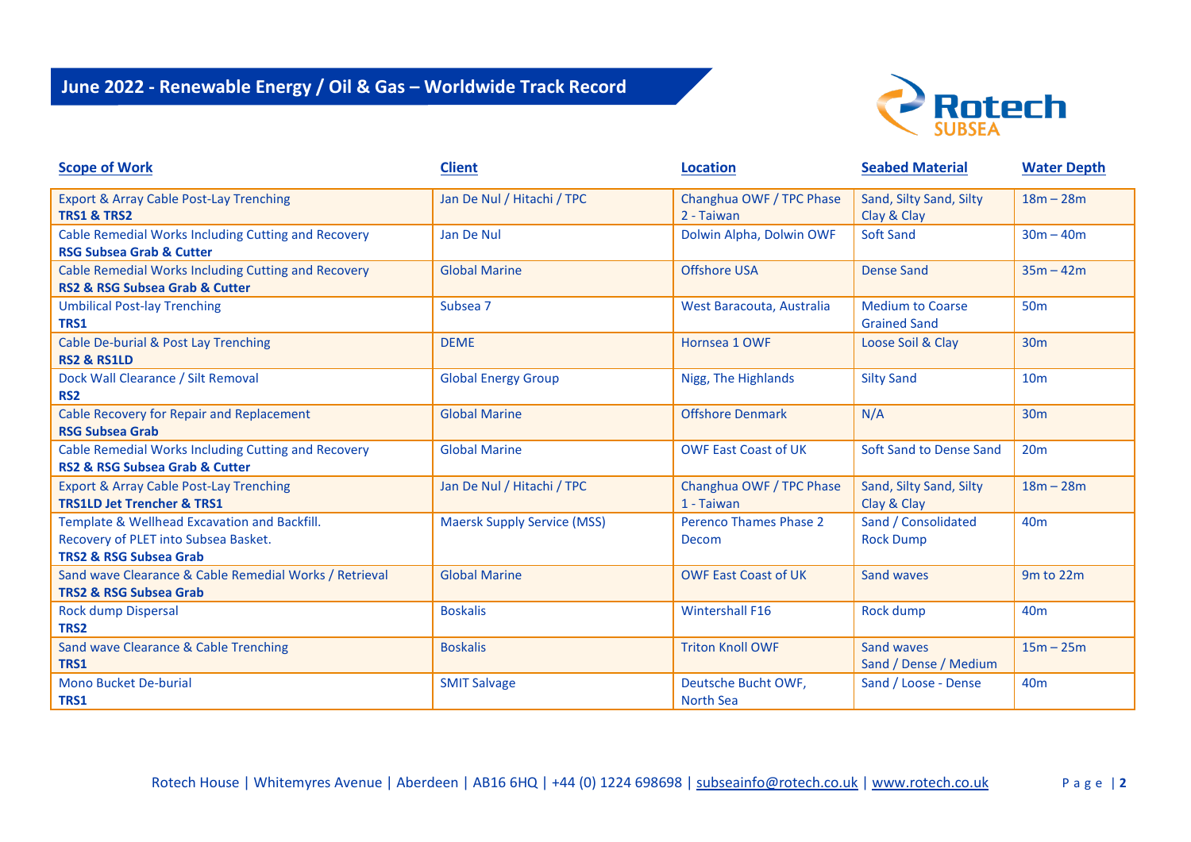## June 2022 - Renewable Energy / Oil & Gas – Worldwide Track Record

| Scope of Work | Client | Location | Seabed Material | Water Depth |
|---|---|---|---|---|
| Export & Array Cable Post-Lay Trenching **TRS1 & TRS2** | Jan De Nul / Hitachi / TPC | Changhua OWF / TPC Phase 2 - Taiwan | Sand, Silty Sand, Silty Clay & Clay | 18m – 28m |
| Cable Remedial Works Including Cutting and Recovery **RSG Subsea Grab & Cutter** | Jan De Nul | Dolwin Alpha, Dolwin OWF | Soft Sand | 30m – 40m |
| Cable Remedial Works Including Cutting and Recovery **RS2 & RSG Subsea Grab & Cutter** | Global Marine | Offshore USA | Dense Sand | 35m – 42m |
| Umbilical Post-lay Trenching **TRS1** | Subsea 7 | West Baracouta, Australia | Medium to Coarse Grained Sand | 50m |
| Cable De-burial & Post Lay Trenching **RS2 & RS1LD** | DEME | Hornsea 1 OWF | Loose Soil & Clay | 30m |
| Dock Wall Clearance / Silt Removal **RS2** | Global Energy Group | Nigg, The Highlands | Silty Sand | 10m |
| Cable Recovery for Repair and Replacement **RSG Subsea Grab** | Global Marine | Offshore Denmark | N/A | 30m |
| Cable Remedial Works Including Cutting and Recovery **RS2 & RSG Subsea Grab & Cutter** | Global Marine | OWF East Coast of UK | Soft Sand to Dense Sand | 20m |
| Export & Array Cable Post-Lay Trenching **TRS1LD Jet Trencher & TRS1** | Jan De Nul / Hitachi / TPC | Changhua OWF / TPC Phase 1 - Taiwan | Sand, Silty Sand, Silty Clay & Clay | 18m – 28m |
| Template & Wellhead Excavation and Backfill. Recovery of PLET into Subsea Basket. **TRS2 & RSG Subsea Grab** | Maersk Supply Service (MSS) | Perenco Thames Phase 2 Decom | Sand / Consolidated Rock Dump | 40m |
| Sand wave Clearance & Cable Remedial Works / Retrieval **TRS2 & RSG Subsea Grab** | Global Marine | OWF East Coast of UK | Sand waves | 9m to 22m |
| Rock dump Dispersal **TRS2** | Boskalis | Wintershall F16 | Rock dump | 40m |
| Sand wave Clearance & Cable Trenching **TRS1** | Boskalis | Triton Knoll OWF | Sand waves Sand / Dense / Medium | 15m – 25m |
| Mono Bucket De-burial **TRS1** | SMIT Salvage | Deutsche Bucht OWF, North Sea | Sand / Loose - Dense | 40m |

Rotech House | Whitemyres Avenue | Aberdeen | AB16 6HQ | +44 (0) 1224 698698 | subseainfo@rotech.co.uk | www.rotech.co.uk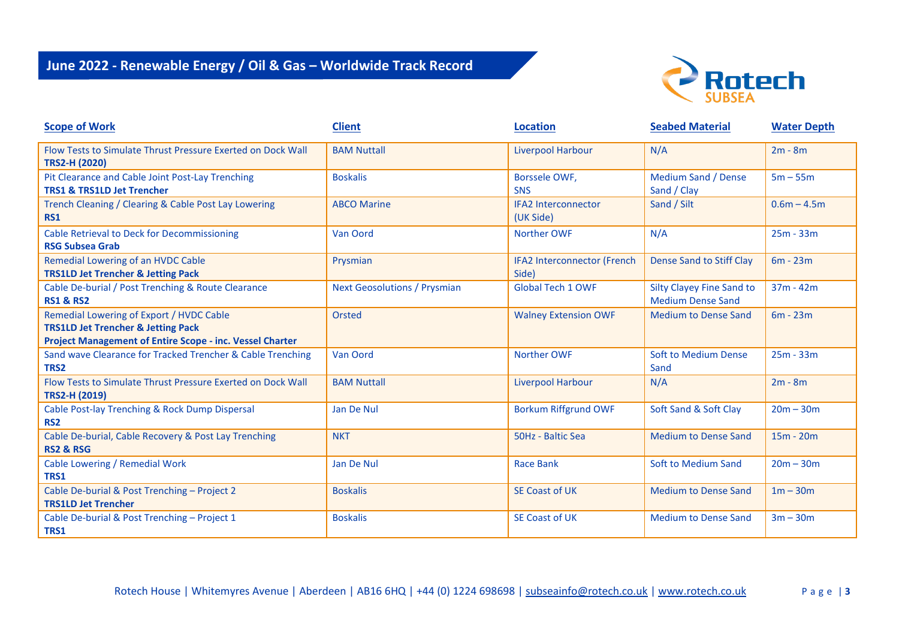## June 2022 - Renewable Energy / Oil & Gas – Worldwide Track Record

| Scope of Work | Client | Location | Seabed Material | Water Depth |
|---|---|---|---|---|
| Flow Tests to Simulate Thrust Pressure Exerted on Dock Wall **TRS2-H (2020)** | BAM Nuttall | Liverpool Harbour | N/A | 2m - 8m |
| Pit Clearance and Cable Joint Post-Lay Trenching **TRS1 & TRS1LD Jet Trencher** | Boskalis | Borssele OWF, SNS | Medium Sand / Dense Sand / Clay | 5m – 55m |
| Trench Cleaning / Clearing & Cable Post Lay Lowering **RS1** | ABCO Marine | IFA2 Interconnector (UK Side) | Sand / Silt | 0.6m – 4.5m |
| Cable Retrieval to Deck for Decommissioning **RSG Subsea Grab** | Van Oord | Norther OWF | N/A | 25m - 33m |
| Remedial Lowering of an HVDC Cable **TRS1LD Jet Trencher & Jetting Pack** | Prysmian | IFA2 Interconnector (French Side) | Dense Sand to Stiff Clay | 6m - 23m |
| Cable De-burial / Post Trenching & Route Clearance **RS1 & RS2** | Next Geosolutions / Prysmian | Global Tech 1 OWF | Silty Clayey Fine Sand to Medium Dense Sand | 37m - 42m |
| Remedial Lowering of Export / HVDC Cable **TRS1LD Jet Trencher & Jetting Pack** **Project Management of Entire Scope - inc. Vessel Charter** | Orsted | Walney Extension OWF | Medium to Dense Sand | 6m - 23m |
| Sand wave Clearance for Tracked Trencher & Cable Trenching **TRS2** | Van Oord | Norther OWF | Soft to Medium Dense Sand | 25m - 33m |
| Flow Tests to Simulate Thrust Pressure Exerted on Dock Wall **TRS2-H (2019)** | BAM Nuttall | Liverpool Harbour | N/A | 2m - 8m |
| Cable Post-lay Trenching & Rock Dump Dispersal **RS2** | Jan De Nul | Borkum Riffgrund OWF | Soft Sand & Soft Clay | 20m – 30m |
| Cable De-burial, Cable Recovery & Post Lay Trenching **RS2 & RSG** | NKT | 50Hz - Baltic Sea | Medium to Dense Sand | 15m - 20m |
| Cable Lowering / Remedial Work **TRS1** | Jan De Nul | Race Bank | Soft to Medium Sand | 20m – 30m |
| Cable De-burial & Post Trenching – Project 2 **TRS1LD Jet Trencher** | Boskalis | SE Coast of UK | Medium to Dense Sand | 1m – 30m |
| Cable De-burial & Post Trenching – Project 1 **TRS1** | Boskalis | SE Coast of UK | Medium to Dense Sand | 3m – 30m |

Rotech House | Whitemyres Avenue | Aberdeen | AB16 6HQ | +44 (0) 1224 698698 | subseainfo@rotech.co.uk | www.rotech.co.uk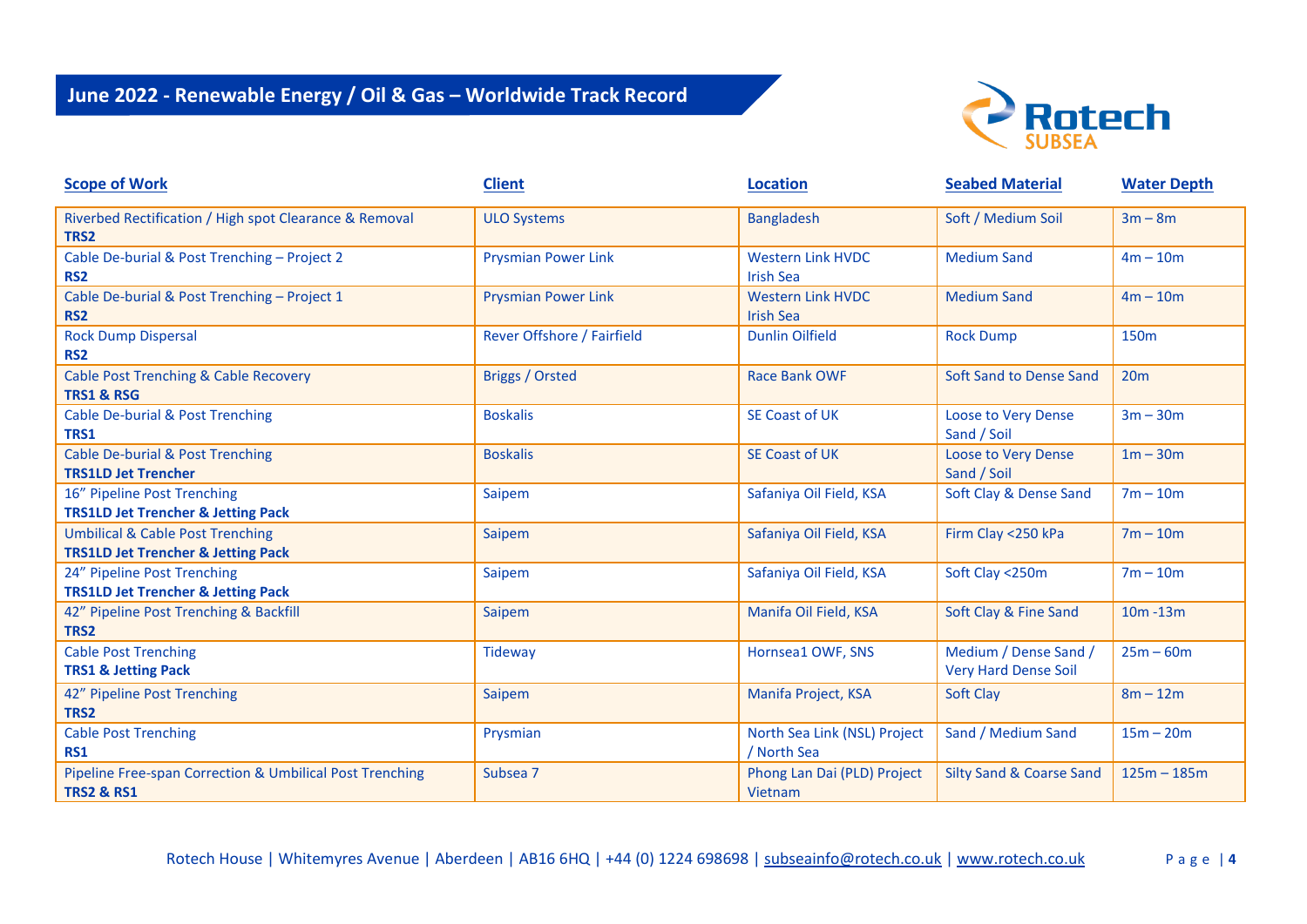## June 2022 - Renewable Energy / Oil & Gas – Worldwide Track Record

| Scope of Work | Client | Location | Seabed Material | Water Depth |
|---|---|---|---|---|
| Riverbed Rectification / High spot Clearance & Removal **TRS2** | ULO Systems | Bangladesh | Soft / Medium Soil | 3m – 8m |
| Cable De-burial & Post Trenching – Project 2 **RS2** | Prysmian Power Link | Western Link HVDC Irish Sea | Medium Sand | 4m – 10m |
| Cable De-burial & Post Trenching – Project 1 **RS2** | Prysmian Power Link | Western Link HVDC Irish Sea | Medium Sand | 4m – 10m |
| Rock Dump Dispersal **RS2** | Rever Offshore / Fairfield | Dunlin Oilfield | Rock Dump | 150m |
| Cable Post Trenching & Cable Recovery **TRS1 & RSG** | Briggs / Orsted | Race Bank OWF | Soft Sand to Dense Sand | 20m |
| Cable De-burial & Post Trenching **TRS1** | Boskalis | SE Coast of UK | Loose to Very Dense Sand / Soil | 3m – 30m |
| Cable De-burial & Post Trenching **TRS1LD Jet Trencher** | Boskalis | SE Coast of UK | Loose to Very Dense Sand / Soil | 1m – 30m |
| 16" Pipeline Post Trenching **TRS1LD Jet Trencher & Jetting Pack** | Saipem | Safaniya Oil Field, KSA | Soft Clay & Dense Sand | 7m – 10m |
| Umbilical & Cable Post Trenching **TRS1LD Jet Trencher & Jetting Pack** | Saipem | Safaniya Oil Field, KSA | Firm Clay <250 kPa | 7m – 10m |
| 24" Pipeline Post Trenching **TRS1LD Jet Trencher & Jetting Pack** | Saipem | Safaniya Oil Field, KSA | Soft Clay <250m | 7m – 10m |
| 42" Pipeline Post Trenching & Backfill **TRS2** | Saipem | Manifa Oil Field, KSA | Soft Clay & Fine Sand | 10m -13m |
| Cable Post Trenching **TRS1 & Jetting Pack** | Tideway | Hornsea1 OWF, SNS | Medium / Dense Sand / Very Hard Dense Soil | 25m – 60m |
| 42" Pipeline Post Trenching **TRS2** | Saipem | Manifa Project, KSA | Soft Clay | 8m – 12m |
| Cable Post Trenching **RS1** | Prysmian | North Sea Link (NSL) Project / North Sea | Sand / Medium Sand | 15m – 20m |
| Pipeline Free-span Correction & Umbilical Post Trenching **TRS2 & RS1** | Subsea 7 | Phong Lan Dai (PLD) Project Vietnam | Silty Sand & Coarse Sand | 125m – 185m |

Rotech House | Whitemyres Avenue | Aberdeen | AB16 6HQ | +44 (0) 1224 698698 | subseainfo@rotech.co.uk | www.rotech.co.uk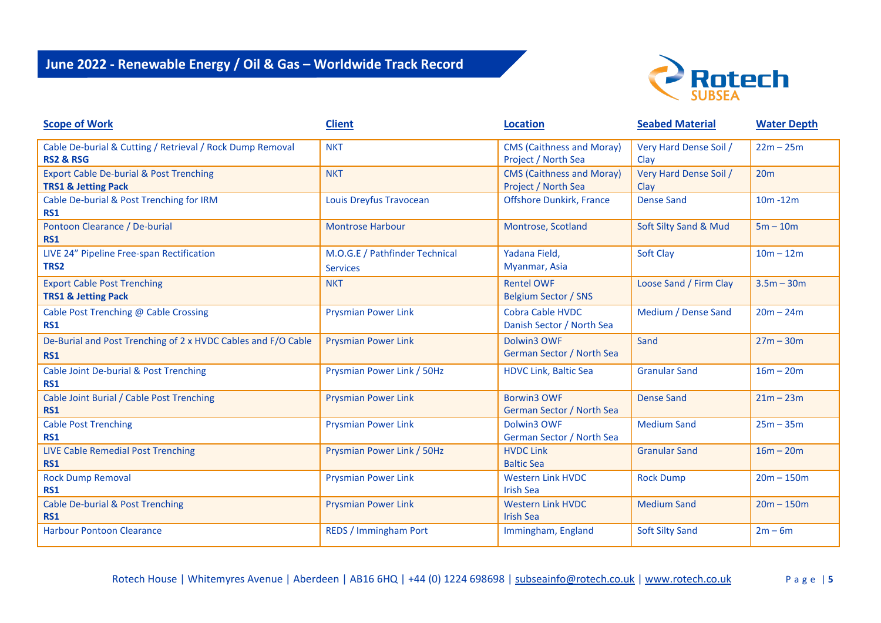## June 2022 - Renewable Energy / Oil & Gas – Worldwide Track Record

| Scope of Work | Client | Location | Seabed Material | Water Depth |
|---|---|---|---|---|
| Cable De-burial & Cutting / Retrieval / Rock Dump Removal **RS2 & RSG** | NKT | CMS (Caithness and Moray) Project / North Sea | Very Hard Dense Soil / Clay | 22m – 25m |
| Export Cable De-burial & Post Trenching **TRS1 & Jetting Pack** | NKT | CMS (Caithness and Moray) Project / North Sea | Very Hard Dense Soil / Clay | 20m |
| Cable De-burial & Post Trenching for IRM **RS1** | Louis Dreyfus Travocean | Offshore Dunkirk, France | Dense Sand | 10m -12m |
| Pontoon Clearance / De-burial **RS1** | Montrose Harbour | Montrose, Scotland | Soft Silty Sand & Mud | 5m – 10m |
| LIVE 24" Pipeline Free-span Rectification **TRS2** | M.O.G.E / Pathfinder Technical Services | Yadana Field, Myanmar, Asia | Soft Clay | 10m – 12m |
| Export Cable Post Trenching **TRS1 & Jetting Pack** | NKT | Rentel OWF Belgium Sector / SNS | Loose Sand / Firm Clay | 3.5m – 30m |
| Cable Post Trenching @ Cable Crossing **RS1** | Prysmian Power Link | Cobra Cable HVDC Danish Sector / North Sea | Medium / Dense Sand | 20m – 24m |
| De-Burial and Post Trenching of 2 x HVDC Cables and F/O Cable **RS1** | Prysmian Power Link | Dolwin3 OWF German Sector / North Sea | Sand | 27m – 30m |
| Cable Joint De-burial & Post Trenching **RS1** | Prysmian Power Link / 50Hz | HDVC Link, Baltic Sea | Granular Sand | 16m – 20m |
| Cable Joint Burial / Cable Post Trenching **RS1** | Prysmian Power Link | Borwin3 OWF German Sector / North Sea | Dense Sand | 21m – 23m |
| Cable Post Trenching **RS1** | Prysmian Power Link | Dolwin3 OWF German Sector / North Sea | Medium Sand | 25m – 35m |
| LIVE Cable Remedial Post Trenching **RS1** | Prysmian Power Link / 50Hz | HVDC Link Baltic Sea | Granular Sand | 16m – 20m |
| Rock Dump Removal **RS1** | Prysmian Power Link | Western Link HVDC Irish Sea | Rock Dump | 20m – 150m |
| Cable De-burial & Post Trenching **RS1** | Prysmian Power Link | Western Link HVDC Irish Sea | Medium Sand | 20m – 150m |
| Harbour Pontoon Clearance | REDS / Immingham Port | Immingham, England | Soft Silty Sand | 2m – 6m |

Rotech House | Whitemyres Avenue | Aberdeen | AB16 6HQ | +44 (0) 1224 698698 | subseainfo@rotech.co.uk | www.rotech.co.uk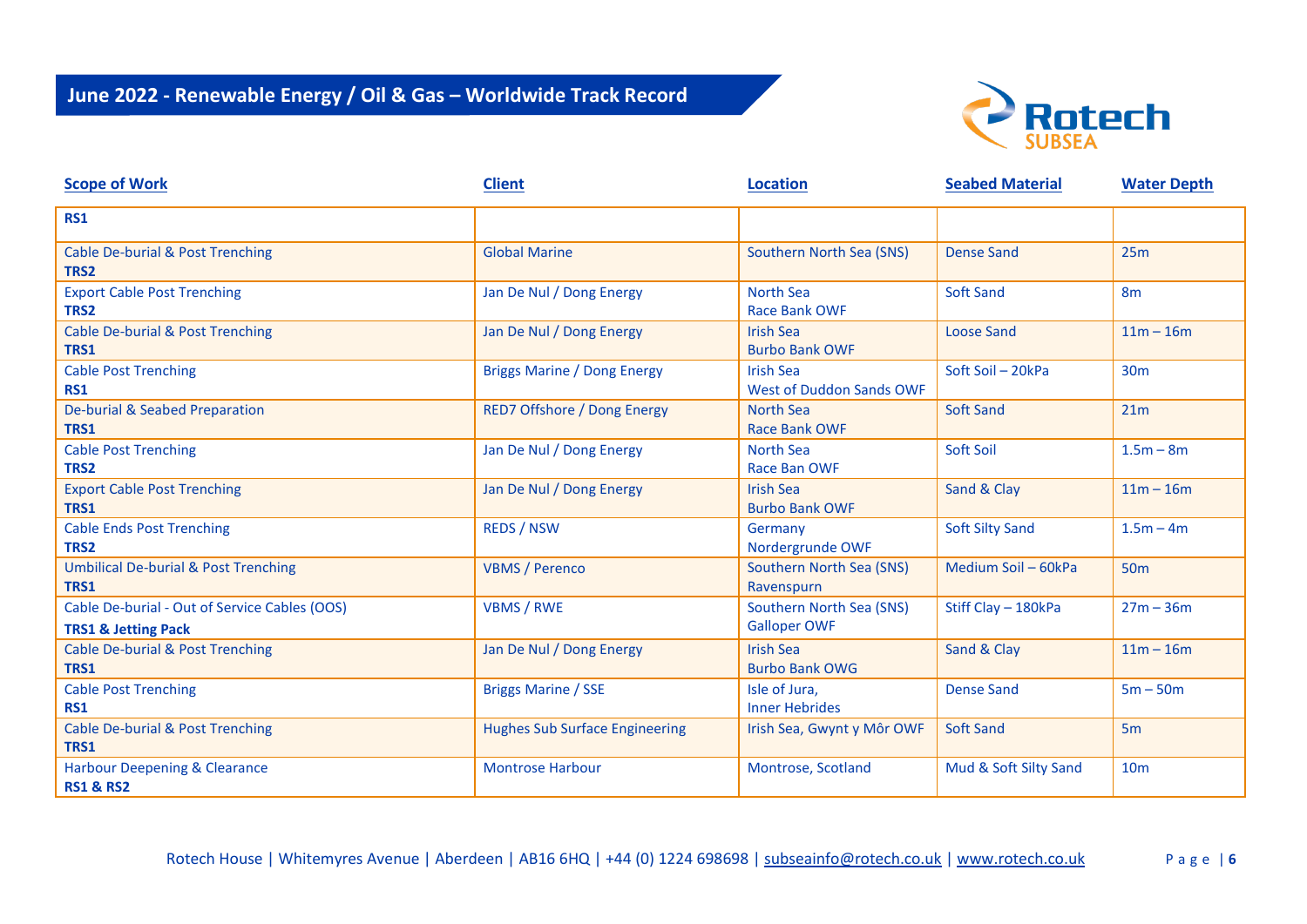## June 2022 - Renewable Energy / Oil & Gas – Worldwide Track Record

| Scope of Work | Client | Location | Seabed Material | Water Depth |
|---|---|---|---|---|
| **RS1** | | | | |
| Cable De-burial & Post Trenching **TRS2** | Global Marine | Southern North Sea (SNS) | Dense Sand | 25m |
| Export Cable Post Trenching **TRS2** | Jan De Nul / Dong Energy | North Sea Race Bank OWF | Soft Sand | 8m |
| Cable De-burial & Post Trenching **TRS1** | Jan De Nul / Dong Energy | Irish Sea Burbo Bank OWF | Loose Sand | 11m – 16m |
| Cable Post Trenching **RS1** | Briggs Marine / Dong Energy | Irish Sea West of Duddon Sands OWF | Soft Soil – 20kPa | 30m |
| De-burial & Seabed Preparation **TRS1** | RED7 Offshore / Dong Energy | North Sea Race Bank OWF | Soft Sand | 21m |
| Cable Post Trenching **TRS2** | Jan De Nul / Dong Energy | North Sea Race Ban OWF | Soft Soil | 1.5m – 8m |
| Export Cable Post Trenching **TRS1** | Jan De Nul / Dong Energy | Irish Sea Burbo Bank OWF | Sand & Clay | 11m – 16m |
| Cable Ends Post Trenching **TRS2** | REDS / NSW | Germany Nordergrunde OWF | Soft Silty Sand | 1.5m – 4m |
| Umbilical De-burial & Post Trenching **TRS1** | VBMS / Perenco | Southern North Sea (SNS) Ravenspurn | Medium Soil – 60kPa | 50m |
| Cable De-burial - Out of Service Cables (OOS) **TRS1 & Jetting Pack** | VBMS / RWE | Southern North Sea (SNS) Galloper OWF | Stiff Clay – 180kPa | 27m – 36m |
| Cable De-burial & Post Trenching **TRS1** | Jan De Nul / Dong Energy | Irish Sea Burbo Bank OWG | Sand & Clay | 11m – 16m |
| Cable Post Trenching **RS1** | Briggs Marine / SSE | Isle of Jura, Inner Hebrides | Dense Sand | 5m – 50m |
| Cable De-burial & Post Trenching **TRS1** | Hughes Sub Surface Engineering | Irish Sea, Gwynt y Môr OWF | Soft Sand | 5m |
| Harbour Deepening & Clearance **RS1 & RS2** | Montrose Harbour | Montrose, Scotland | Mud & Soft Silty Sand | 10m |

Rotech House | Whitemyres Avenue | Aberdeen | AB16 6HQ | +44 (0) 1224 698698 | subseainfo@rotech.co.uk | www.rotech.co.uk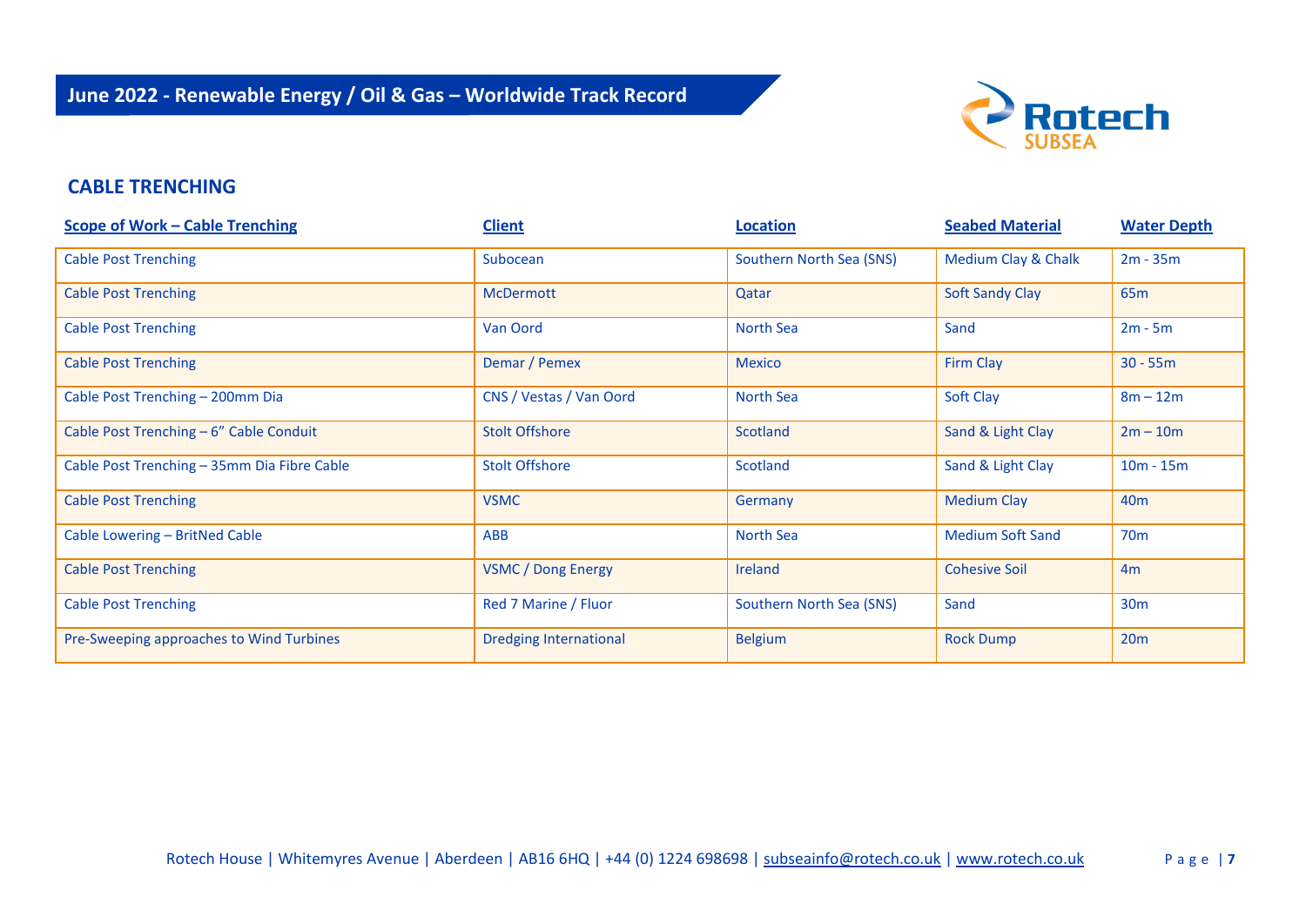# June 2022 - Renewable Energy / Oil & Gas – Worldwide Track Record

## CABLE TRENCHING

| Scope of Work – Cable Trenching | Client | Location | Seabed Material | Water Depth |
|---|---|---|---|---|
| Cable Post Trenching | Subocean | Southern North Sea (SNS) | Medium Clay & Chalk | 2m - 35m |
| Cable Post Trenching | McDermott | Qatar | Soft Sandy Clay | 65m |
| Cable Post Trenching | Van Oord | North Sea | Sand | 2m - 5m |
| Cable Post Trenching | Demar / Pemex | Mexico | Firm Clay | 30 - 55m |
| Cable Post Trenching – 200mm Dia | CNS / Vestas / Van Oord | North Sea | Soft Clay | 8m – 12m |
| Cable Post Trenching – 6" Cable Conduit | Stolt Offshore | Scotland | Sand & Light Clay | 2m – 10m |
| Cable Post Trenching – 35mm Dia Fibre Cable | Stolt Offshore | Scotland | Sand & Light Clay | 10m - 15m |
| Cable Post Trenching | VSMC | Germany | Medium Clay | 40m |
| Cable Lowering – BritNed Cable | ABB | North Sea | Medium Soft Sand | 70m |
| Cable Post Trenching | VSMC / Dong Energy | Ireland | Cohesive Soil | 4m |
| Cable Post Trenching | Red 7 Marine / Fluor | Southern North Sea (SNS) | Sand | 30m |
| Pre-Sweeping approaches to Wind Turbines | Dredging International | Belgium | Rock Dump | 20m |

Rotech House | Whitemyres Avenue | Aberdeen | AB16 6HQ | +44 (0) 1224 698698 | subseainfo@rotech.co.uk | www.rotech.co.uk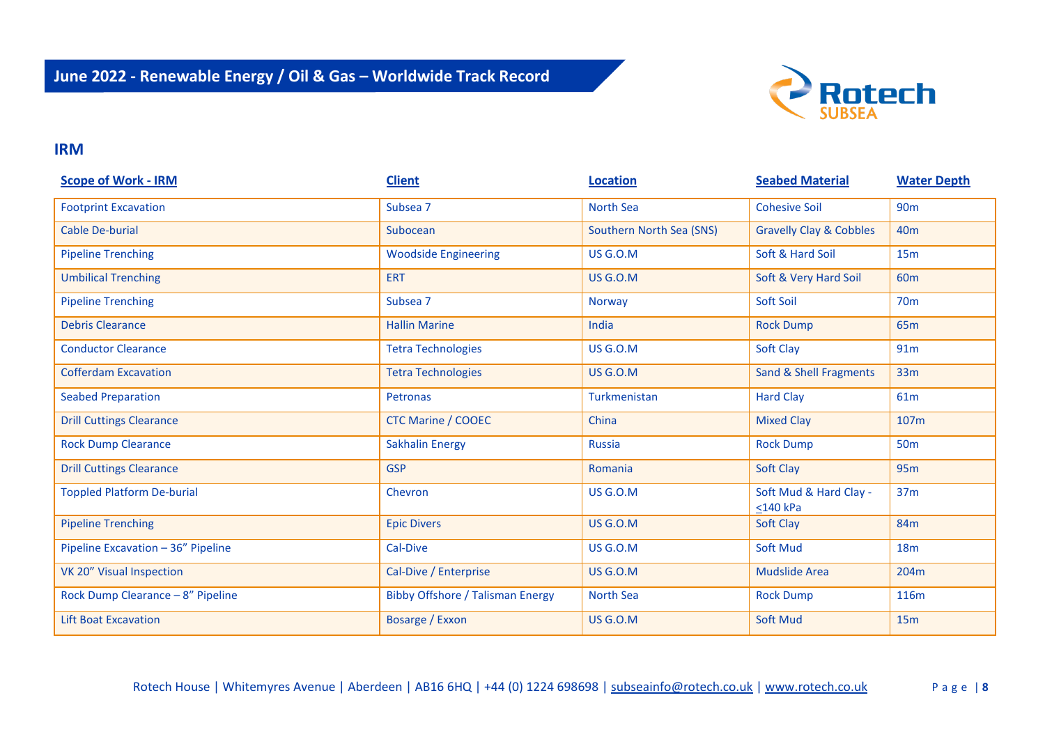# June 2022 - Renewable Energy / Oil & Gas – Worldwide Track Record

## IRM

| Scope of Work - IRM | Client | Location | Seabed Material | Water Depth |
|---|---|---|---|---|
| Footprint Excavation | Subsea 7 | North Sea | Cohesive Soil | 90m |
| Cable De-burial | Subocean | Southern North Sea (SNS) | Gravelly Clay & Cobbles | 40m |
| Pipeline Trenching | Woodside Engineering | US G.O.M | Soft & Hard Soil | 15m |
| Umbilical Trenching | ERT | US G.O.M | Soft & Very Hard Soil | 60m |
| Pipeline Trenching | Subsea 7 | Norway | Soft Soil | 70m |
| Debris Clearance | Hallin Marine | India | Rock Dump | 65m |
| Conductor Clearance | Tetra Technologies | US G.O.M | Soft Clay | 91m |
| Cofferdam Excavation | Tetra Technologies | US G.O.M | Sand & Shell Fragments | 33m |
| Seabed Preparation | Petronas | Turkmenistan | Hard Clay | 61m |
| Drill Cuttings Clearance | CTC Marine / COOEC | China | Mixed Clay | 107m |
| Rock Dump Clearance | Sakhalin Energy | Russia | Rock Dump | 50m |
| Drill Cuttings Clearance | GSP | Romania | Soft Clay | 95m |
| Toppled Platform De-burial | Chevron | US G.O.M | Soft Mud & Hard Clay - $\leq$140 kPa | 37m |
| Pipeline Trenching | Epic Divers | US G.O.M | Soft Clay | 84m |
| Pipeline Excavation – 36” Pipeline | Cal-Dive | US G.O.M | Soft Mud | 18m |
| VK 20” Visual Inspection | Cal-Dive / Enterprise | US G.O.M | Mudslide Area | 204m |
| Rock Dump Clearance – 8” Pipeline | Bibby Offshore / Talisman Energy | North Sea | Rock Dump | 116m |
| Lift Boat Excavation | Bosarge / Exxon | US G.O.M | Soft Mud | 15m |

Rotech House | Whitemyres Avenue | Aberdeen | AB16 6HQ | +44 (0) 1224 698698 | subseainfo@rotech.co.uk | www.rotech.co.uk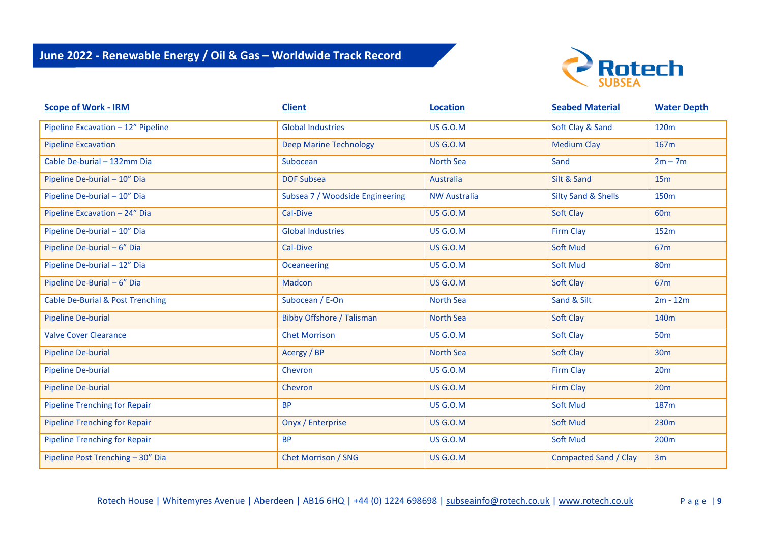## June 2022 - Renewable Energy / Oil & Gas – Worldwide Track Record

| Scope of Work - IRM | Client | Location | Seabed Material | Water Depth |
|---|---|---|---|---|
| Pipeline Excavation – 12" Pipeline | Global Industries | US G.O.M | Soft Clay & Sand | 120m |
| Pipeline Excavation | Deep Marine Technology | US G.O.M | Medium Clay | 167m |
| Cable De-burial – 132mm Dia | Subocean | North Sea | Sand | 2m – 7m |
| Pipeline De-burial – 10" Dia | DOF Subsea | Australia | Silt & Sand | 15m |
| Pipeline De-burial – 10" Dia | Subsea 7 / Woodside Engineering | NW Australia | Silty Sand & Shells | 150m |
| Pipeline Excavation – 24" Dia | Cal-Dive | US G.O.M | Soft Clay | 60m |
| Pipeline De-burial – 10" Dia | Global Industries | US G.O.M | Firm Clay | 152m |
| Pipeline De-burial – 6" Dia | Cal-Dive | US G.O.M | Soft Mud | 67m |
| Pipeline De-burial – 12" Dia | Oceaneering | US G.O.M | Soft Mud | 80m |
| Pipeline De-Burial – 6" Dia | Madcon | US G.O.M | Soft Clay | 67m |
| Cable De-Burial & Post Trenching | Subocean / E-On | North Sea | Sand & Silt | 2m - 12m |
| Pipeline De-burial | Bibby Offshore / Talisman | North Sea | Soft Clay | 140m |
| Valve Cover Clearance | Chet Morrison | US G.O.M | Soft Clay | 50m |
| Pipeline De-burial | Acergy / BP | North Sea | Soft Clay | 30m |
| Pipeline De-burial | Chevron | US G.O.M | Firm Clay | 20m |
| Pipeline De-burial | Chevron | US G.O.M | Firm Clay | 20m |
| Pipeline Trenching for Repair | BP | US G.O.M | Soft Mud | 187m |
| Pipeline Trenching for Repair | Onyx / Enterprise | US G.O.M | Soft Mud | 230m |
| Pipeline Trenching for Repair | BP | US G.O.M | Soft Mud | 200m |
| Pipeline Post Trenching – 30" Dia | Chet Morrison / SNG | US G.O.M | Compacted Sand / Clay | 3m |

Rotech House | Whitemyres Avenue | Aberdeen | AB16 6HQ | +44 (0) 1224 698698 | subseainfo@rotech.co.uk | www.rotech.co.uk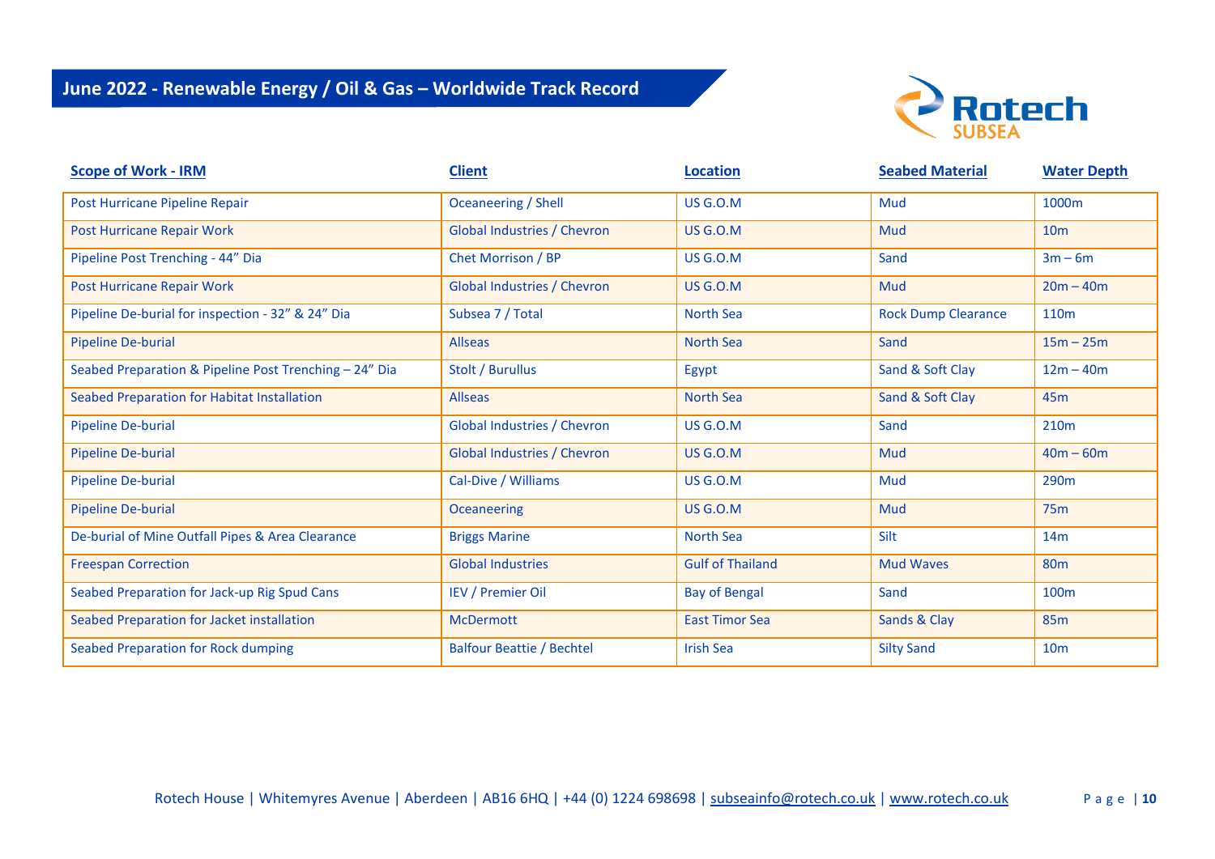## June 2022 - Renewable Energy / Oil & Gas – Worldwide Track Record

| Scope of Work - IRM | Client | Location | Seabed Material | Water Depth |
|---|---|---|---|---|
| Post Hurricane Pipeline Repair | Oceaneering / Shell | US G.O.M | Mud | 1000m |
| Post Hurricane Repair Work | Global Industries / Chevron | US G.O.M | Mud | 10m |
| Pipeline Post Trenching - 44" Dia | Chet Morrison / BP | US G.O.M | Sand | 3m – 6m |
| Post Hurricane Repair Work | Global Industries / Chevron | US G.O.M | Mud | 20m – 40m |
| Pipeline De-burial for inspection - 32" & 24" Dia | Subsea 7 / Total | North Sea | Rock Dump Clearance | 110m |
| Pipeline De-burial | Allseas | North Sea | Sand | 15m – 25m |
| Seabed Preparation & Pipeline Post Trenching – 24" Dia | Stolt / Burullus | Egypt | Sand & Soft Clay | 12m – 40m |
| Seabed Preparation for Habitat Installation | Allseas | North Sea | Sand & Soft Clay | 45m |
| Pipeline De-burial | Global Industries / Chevron | US G.O.M | Sand | 210m |
| Pipeline De-burial | Global Industries / Chevron | US G.O.M | Mud | 40m – 60m |
| Pipeline De-burial | Cal-Dive / Williams | US G.O.M | Mud | 290m |
| Pipeline De-burial | Oceaneering | US G.O.M | Mud | 75m |
| De-burial of Mine Outfall Pipes & Area Clearance | Briggs Marine | North Sea | Silt | 14m |
| Freespan Correction | Global Industries | Gulf of Thailand | Mud Waves | 80m |
| Seabed Preparation for Jack-up Rig Spud Cans | IEV / Premier Oil | Bay of Bengal | Sand | 100m |
| Seabed Preparation for Jacket installation | McDermott | East Timor Sea | Sands & Clay | 85m |
| Seabed Preparation for Rock dumping | Balfour Beattie / Bechtel | Irish Sea | Silty Sand | 10m |

Rotech House | Whitemyres Avenue | Aberdeen | AB16 6HQ | +44 (0) 1224 698698 | subseainfo@rotech.co.uk | www.rotech.co.uk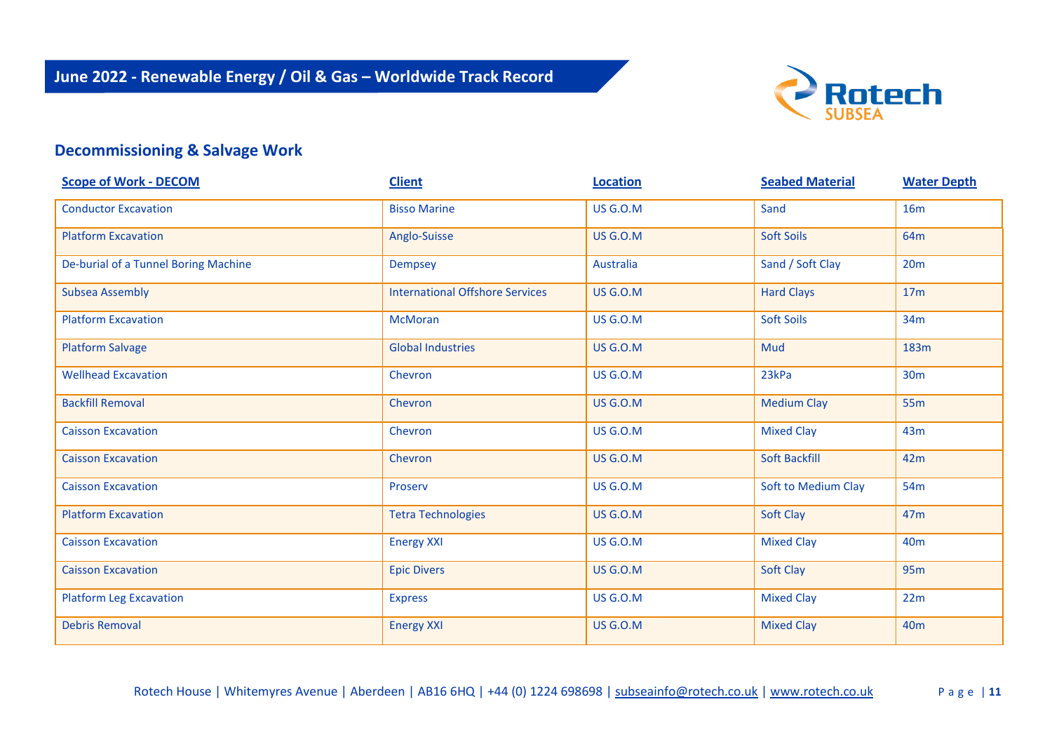# June 2022 - Renewable Energy / Oil & Gas – Worldwide Track Record

## Decommissioning & Salvage Work

| Scope of Work - DECOM | Client | Location | Seabed Material | Water Depth |
|---|---|---|---|---|
| Conductor Excavation | Bisso Marine | US G.O.M | Sand | 16m |
| Platform Excavation | Anglo-Suisse | US G.O.M | Soft Soils | 64m |
| De-burial of a Tunnel Boring Machine | Dempsey | Australia | Sand / Soft Clay | 20m |
| Subsea Assembly | International Offshore Services | US G.O.M | Hard Clays | 17m |
| Platform Excavation | McMoran | US G.O.M | Soft Soils | 34m |
| Platform Salvage | Global Industries | US G.O.M | Mud | 183m |
| Wellhead Excavation | Chevron | US G.O.M | 23kPa | 30m |
| Backfill Removal | Chevron | US G.O.M | Medium Clay | 55m |
| Caisson Excavation | Chevron | US G.O.M | Mixed Clay | 43m |
| Caisson Excavation | Chevron | US G.O.M | Soft Backfill | 42m |
| Caisson Excavation | Proserv | US G.O.M | Soft to Medium Clay | 54m |
| Platform Excavation | Tetra Technologies | US G.O.M | Soft Clay | 47m |
| Caisson Excavation | Energy XXI | US G.O.M | Mixed Clay | 40m |
| Caisson Excavation | Epic Divers | US G.O.M | Soft Clay | 95m |
| Platform Leg Excavation | Express | US G.O.M | Mixed Clay | 22m |
| Debris Removal | Energy XXI | US G.O.M | Mixed Clay | 40m |

Rotech House | Whitemyres Avenue | Aberdeen | AB16 6HQ | +44 (0) 1224 698698 | subseainfo@rotech.co.uk | www.rotech.co.uk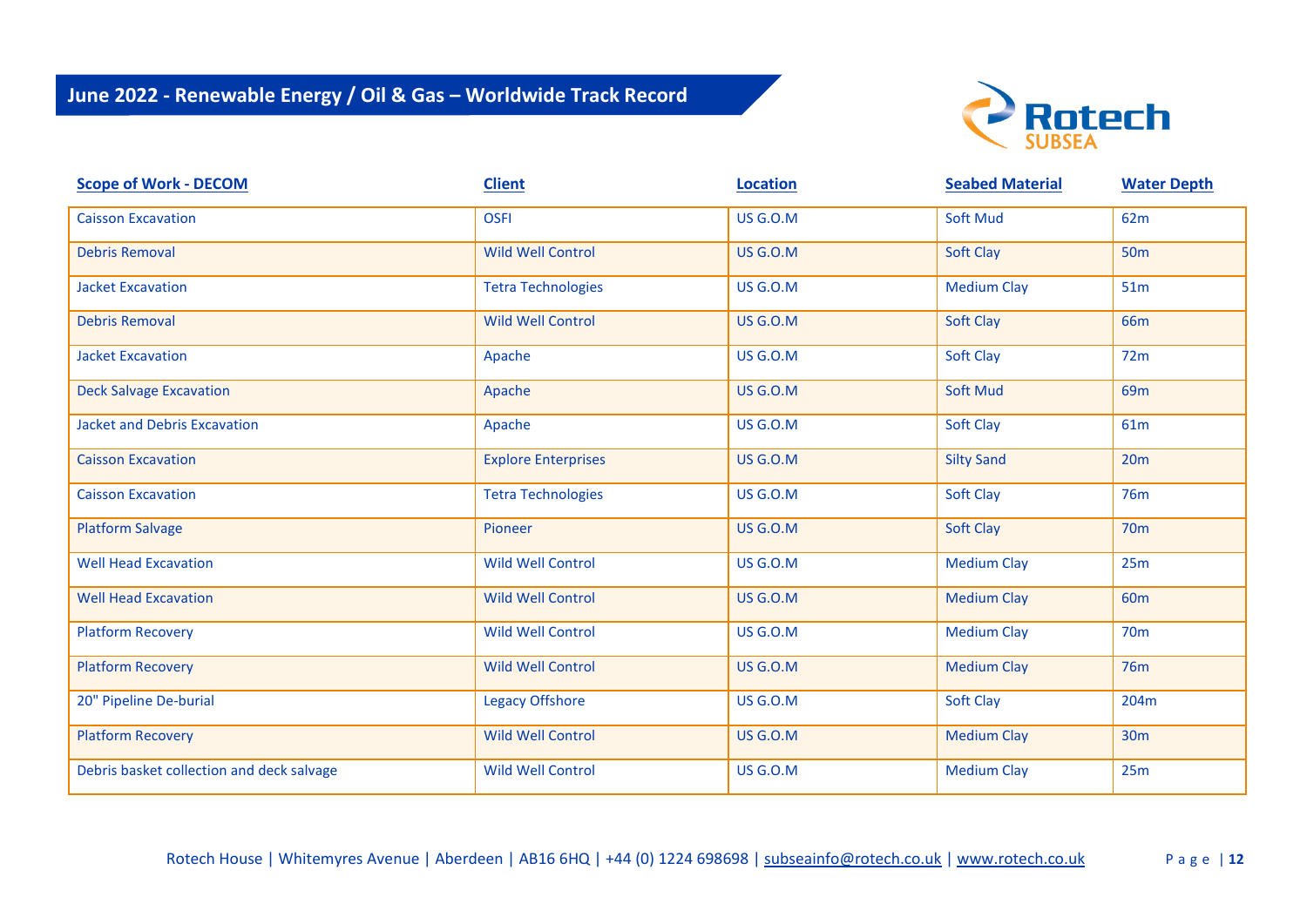## June 2022 - Renewable Energy / Oil & Gas – Worldwide Track Record

| Scope of Work - DECOM | Client | Location | Seabed Material | Water Depth |
|---|---|---|---|---|
| Caisson Excavation | OSFI | US G.O.M | Soft Mud | 62m |
| Debris Removal | Wild Well Control | US G.O.M | Soft Clay | 50m |
| Jacket Excavation | Tetra Technologies | US G.O.M | Medium Clay | 51m |
| Debris Removal | Wild Well Control | US G.O.M | Soft Clay | 66m |
| Jacket Excavation | Apache | US G.O.M | Soft Clay | 72m |
| Deck Salvage Excavation | Apache | US G.O.M | Soft Mud | 69m |
| Jacket and Debris Excavation | Apache | US G.O.M | Soft Clay | 61m |
| Caisson Excavation | Explore Enterprises | US G.O.M | Silty Sand | 20m |
| Caisson Excavation | Tetra Technologies | US G.O.M | Soft Clay | 76m |
| Platform Salvage | Pioneer | US G.O.M | Soft Clay | 70m |
| Well Head Excavation | Wild Well Control | US G.O.M | Medium Clay | 25m |
| Well Head Excavation | Wild Well Control | US G.O.M | Medium Clay | 60m |
| Platform Recovery | Wild Well Control | US G.O.M | Medium Clay | 70m |
| Platform Recovery | Wild Well Control | US G.O.M | Medium Clay | 76m |
| 20" Pipeline De-burial | Legacy Offshore | US G.O.M | Soft Clay | 204m |
| Platform Recovery | Wild Well Control | US G.O.M | Medium Clay | 30m |
| Debris basket collection and deck salvage | Wild Well Control | US G.O.M | Medium Clay | 25m |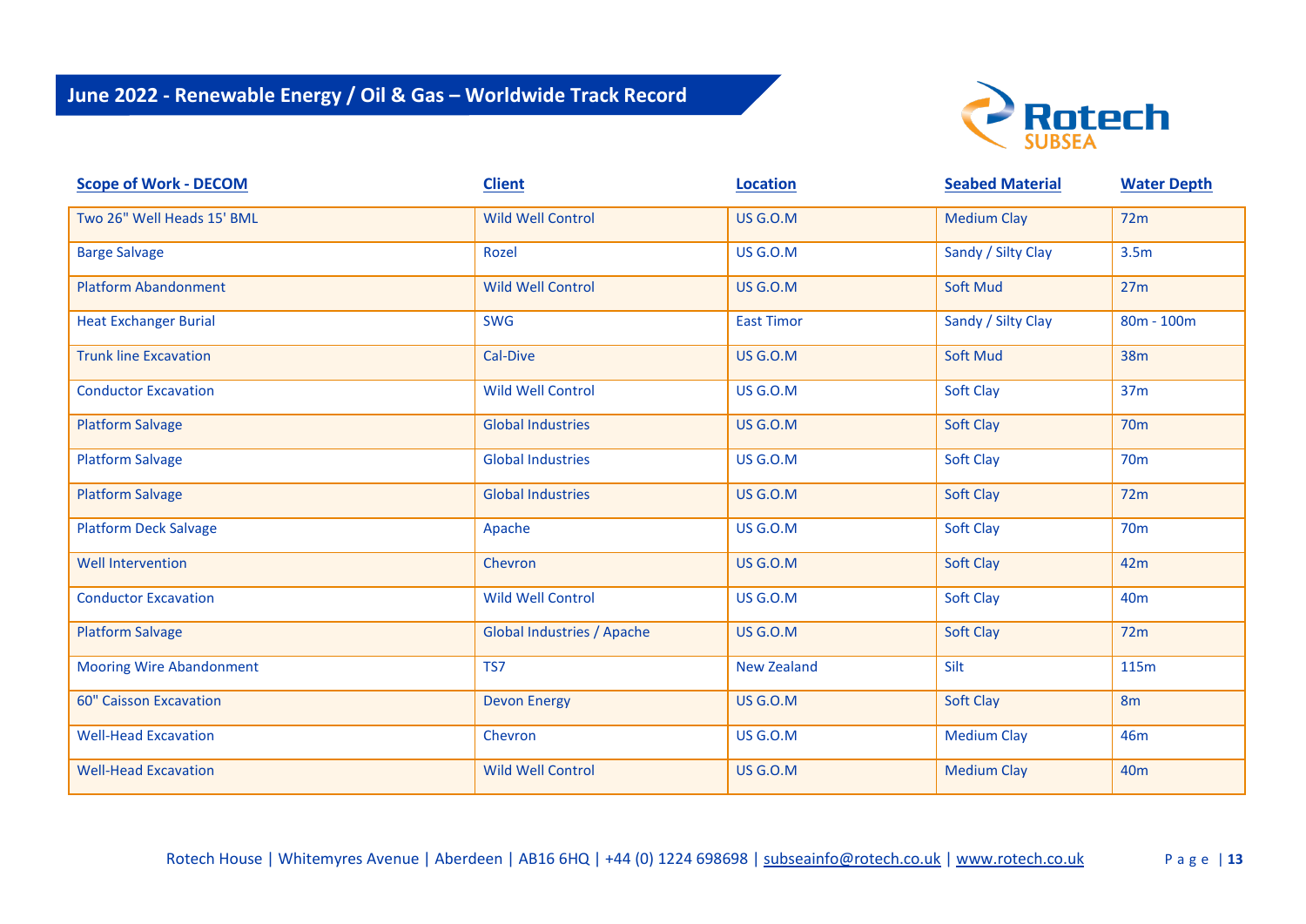## June 2022 - Renewable Energy / Oil & Gas – Worldwide Track Record

| Scope of Work - DECOM | Client | Location | Seabed Material | Water Depth |
|---|---|---|---|---|
| Two 26" Well Heads 15' BML | Wild Well Control | US G.O.M | Medium Clay | 72m |
| Barge Salvage | Rozel | US G.O.M | Sandy / Silty Clay | 3.5m |
| Platform Abandonment | Wild Well Control | US G.O.M | Soft Mud | 27m |
| Heat Exchanger Burial | SWG | East Timor | Sandy / Silty Clay | 80m - 100m |
| Trunk line Excavation | Cal-Dive | US G.O.M | Soft Mud | 38m |
| Conductor Excavation | Wild Well Control | US G.O.M | Soft Clay | 37m |
| Platform Salvage | Global Industries | US G.O.M | Soft Clay | 70m |
| Platform Salvage | Global Industries | US G.O.M | Soft Clay | 70m |
| Platform Salvage | Global Industries | US G.O.M | Soft Clay | 72m |
| Platform Deck Salvage | Apache | US G.O.M | Soft Clay | 70m |
| Well Intervention | Chevron | US G.O.M | Soft Clay | 42m |
| Conductor Excavation | Wild Well Control | US G.O.M | Soft Clay | 40m |
| Platform Salvage | Global Industries / Apache | US G.O.M | Soft Clay | 72m |
| Mooring Wire Abandonment | TS7 | New Zealand | Silt | 115m |
| 60" Caisson Excavation | Devon Energy | US G.O.M | Soft Clay | 8m |
| Well-Head Excavation | Chevron | US G.O.M | Medium Clay | 46m |
| Well-Head Excavation | Wild Well Control | US G.O.M | Medium Clay | 40m |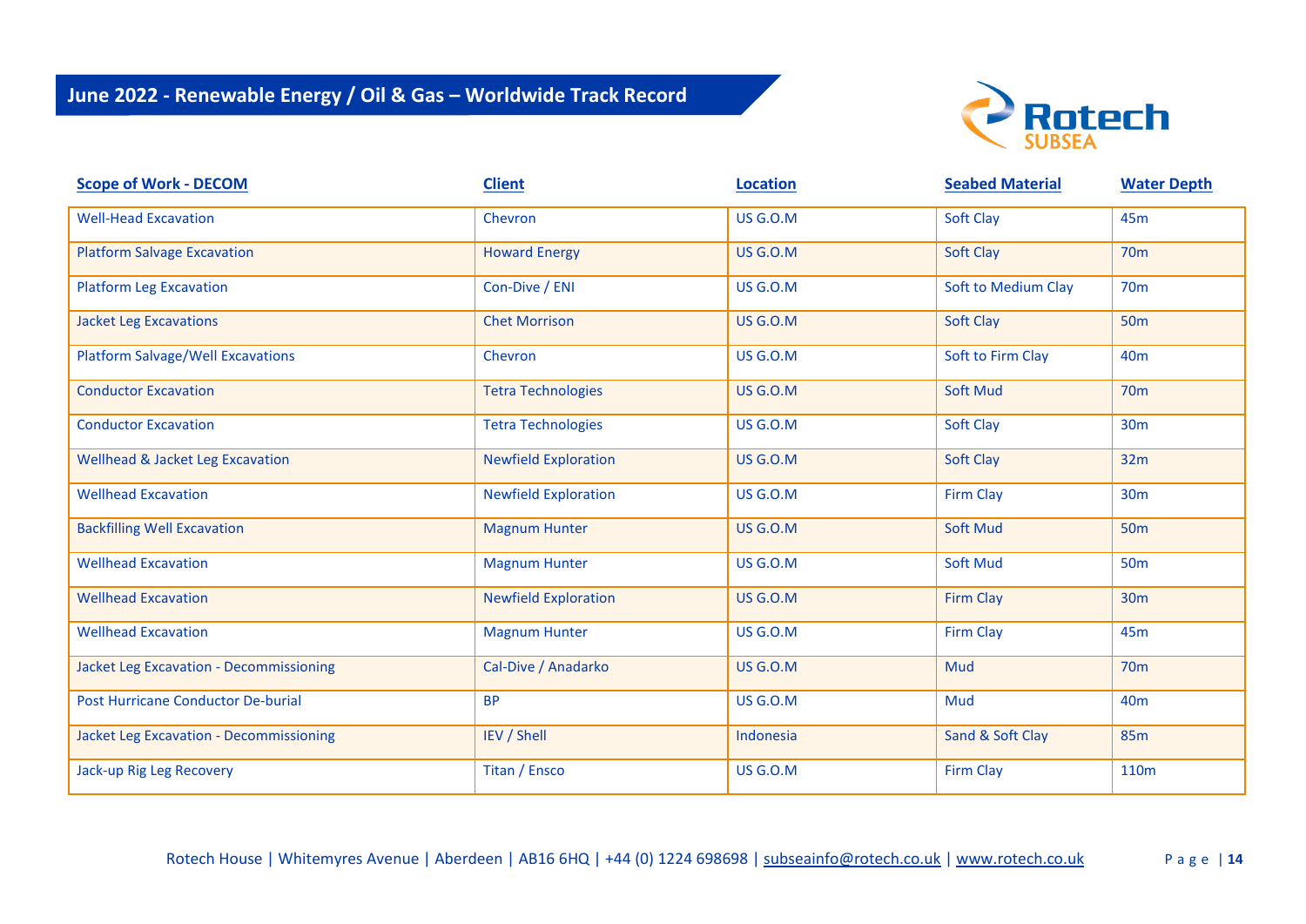# June 2022 - Renewable Energy / Oil & Gas – Worldwide Track Record

| Scope of Work - DECOM | Client | Location | Seabed Material | Water Depth |
|---|---|---|---|---|
| Well-Head Excavation | Chevron | US G.O.M | Soft Clay | 45m |
| Platform Salvage Excavation | Howard Energy | US G.O.M | Soft Clay | 70m |
| Platform Leg Excavation | Con-Dive / ENI | US G.O.M | Soft to Medium Clay | 70m |
| Jacket Leg Excavations | Chet Morrison | US G.O.M | Soft Clay | 50m |
| Platform Salvage/Well Excavations | Chevron | US G.O.M | Soft to Firm Clay | 40m |
| Conductor Excavation | Tetra Technologies | US G.O.M | Soft Mud | 70m |
| Conductor Excavation | Tetra Technologies | US G.O.M | Soft Clay | 30m |
| Wellhead & Jacket Leg Excavation | Newfield Exploration | US G.O.M | Soft Clay | 32m |
| Wellhead Excavation | Newfield Exploration | US G.O.M | Firm Clay | 30m |
| Backfilling Well Excavation | Magnum Hunter | US G.O.M | Soft Mud | 50m |
| Wellhead Excavation | Magnum Hunter | US G.O.M | Soft Mud | 50m |
| Wellhead Excavation | Newfield Exploration | US G.O.M | Firm Clay | 30m |
| Wellhead Excavation | Magnum Hunter | US G.O.M | Firm Clay | 45m |
| Jacket Leg Excavation - Decommissioning | Cal-Dive / Anadarko | US G.O.M | Mud | 70m |
| Post Hurricane Conductor De-burial | BP | US G.O.M | Mud | 40m |
| Jacket Leg Excavation - Decommissioning | IEV / Shell | Indonesia | Sand & Soft Clay | 85m |
| Jack-up Rig Leg Recovery | Titan / Ensco | US G.O.M | Firm Clay | 110m |

Rotech House | Whitemyres Avenue | Aberdeen | AB16 6HQ | +44 (0) 1224 698698 | subseainfo@rotech.co.uk | www.rotech.co.uk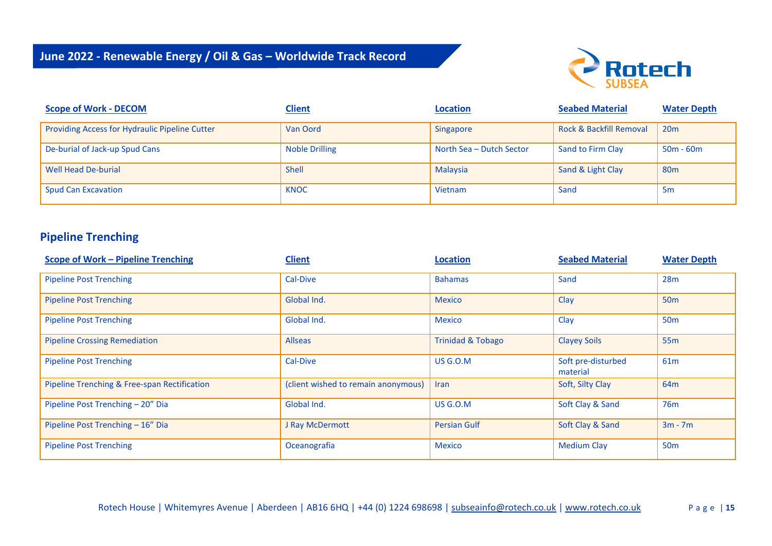## June 2022 - Renewable Energy / Oil & Gas – Worldwide Track Record

| Scope of Work - DECOM | Client | Location | Seabed Material | Water Depth |
|---|---|---|---|---|
| Providing Access for Hydraulic Pipeline Cutter | Van Oord | Singapore | Rock & Backfill Removal | 20m |
| De-burial of Jack-up Spud Cans | Noble Drilling | North Sea – Dutch Sector | Sand to Firm Clay | 50m - 60m |
| Well Head De-burial | Shell | Malaysia | Sand & Light Clay | 80m |
| Spud Can Excavation | KNOC | Vietnam | Sand | 5m |

## Pipeline Trenching

| Scope of Work – Pipeline Trenching | Client | Location | Seabed Material | Water Depth |
|---|---|---|---|---|
| Pipeline Post Trenching | Cal-Dive | Bahamas | Sand | 28m |
| Pipeline Post Trenching | Global Ind. | Mexico | Clay | 50m |
| Pipeline Post Trenching | Global Ind. | Mexico | Clay | 50m |
| Pipeline Crossing Remediation | Allseas | Trinidad & Tobago | Clayey Soils | 55m |
| Pipeline Post Trenching | Cal-Dive | US G.O.M | Soft pre-disturbed material | 61m |
| Pipeline Trenching & Free-span Rectification | (client wished to remain anonymous) | Iran | Soft, Silty Clay | 64m |
| Pipeline Post Trenching – 20" Dia | Global Ind. | US G.O.M | Soft Clay & Sand | 76m |
| Pipeline Post Trenching – 16" Dia | J Ray McDermott | Persian Gulf | Soft Clay & Sand | 3m - 7m |
| Pipeline Post Trenching | Oceanografia | Mexico | Medium Clay | 50m |

Rotech House | Whitemyres Avenue | Aberdeen | AB16 6HQ | +44 (0) 1224 698698 | subseainfo@rotech.co.uk | www.rotech.co.uk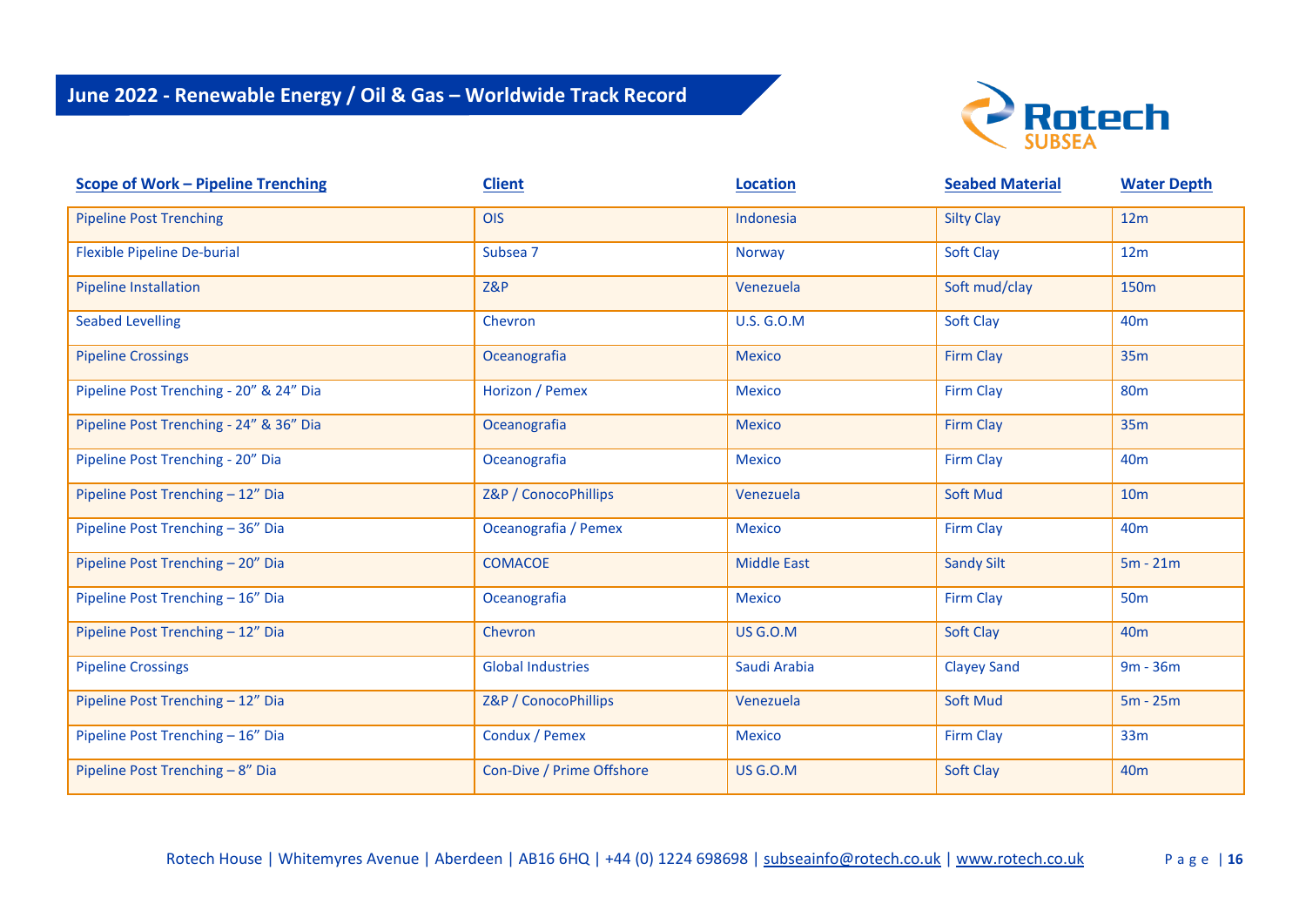## June 2022 - Renewable Energy / Oil & Gas – Worldwide Track Record

| Scope of Work – Pipeline Trenching | Client | Location | Seabed Material | Water Depth |
|---|---|---|---|---|
| Pipeline Post Trenching | OIS | Indonesia | Silty Clay | 12m |
| Flexible Pipeline De-burial | Subsea 7 | Norway | Soft Clay | 12m |
| Pipeline Installation | Z&P | Venezuela | Soft mud/clay | 150m |
| Seabed Levelling | Chevron | U.S. G.O.M | Soft Clay | 40m |
| Pipeline Crossings | Oceanografia | Mexico | Firm Clay | 35m |
| Pipeline Post Trenching - 20" & 24" Dia | Horizon / Pemex | Mexico | Firm Clay | 80m |
| Pipeline Post Trenching - 24" & 36" Dia | Oceanografia | Mexico | Firm Clay | 35m |
| Pipeline Post Trenching - 20" Dia | Oceanografia | Mexico | Firm Clay | 40m |
| Pipeline Post Trenching – 12" Dia | Z&P / ConocoPhillips | Venezuela | Soft Mud | 10m |
| Pipeline Post Trenching – 36" Dia | Oceanografia / Pemex | Mexico | Firm Clay | 40m |
| Pipeline Post Trenching – 20" Dia | COMACOE | Middle East | Sandy Silt | 5m - 21m |
| Pipeline Post Trenching – 16" Dia | Oceanografia | Mexico | Firm Clay | 50m |
| Pipeline Post Trenching – 12" Dia | Chevron | US G.O.M | Soft Clay | 40m |
| Pipeline Crossings | Global Industries | Saudi Arabia | Clayey Sand | 9m - 36m |
| Pipeline Post Trenching – 12" Dia | Z&P / ConocoPhillips | Venezuela | Soft Mud | 5m - 25m |
| Pipeline Post Trenching – 16" Dia | Condux / Pemex | Mexico | Firm Clay | 33m |
| Pipeline Post Trenching – 8" Dia | Con-Dive / Prime Offshore | US G.O.M | Soft Clay | 40m |

Rotech House | Whitemyres Avenue | Aberdeen | AB16 6HQ | +44 (0) 1224 698698 | subseainfo@rotech.co.uk | www.rotech.co.uk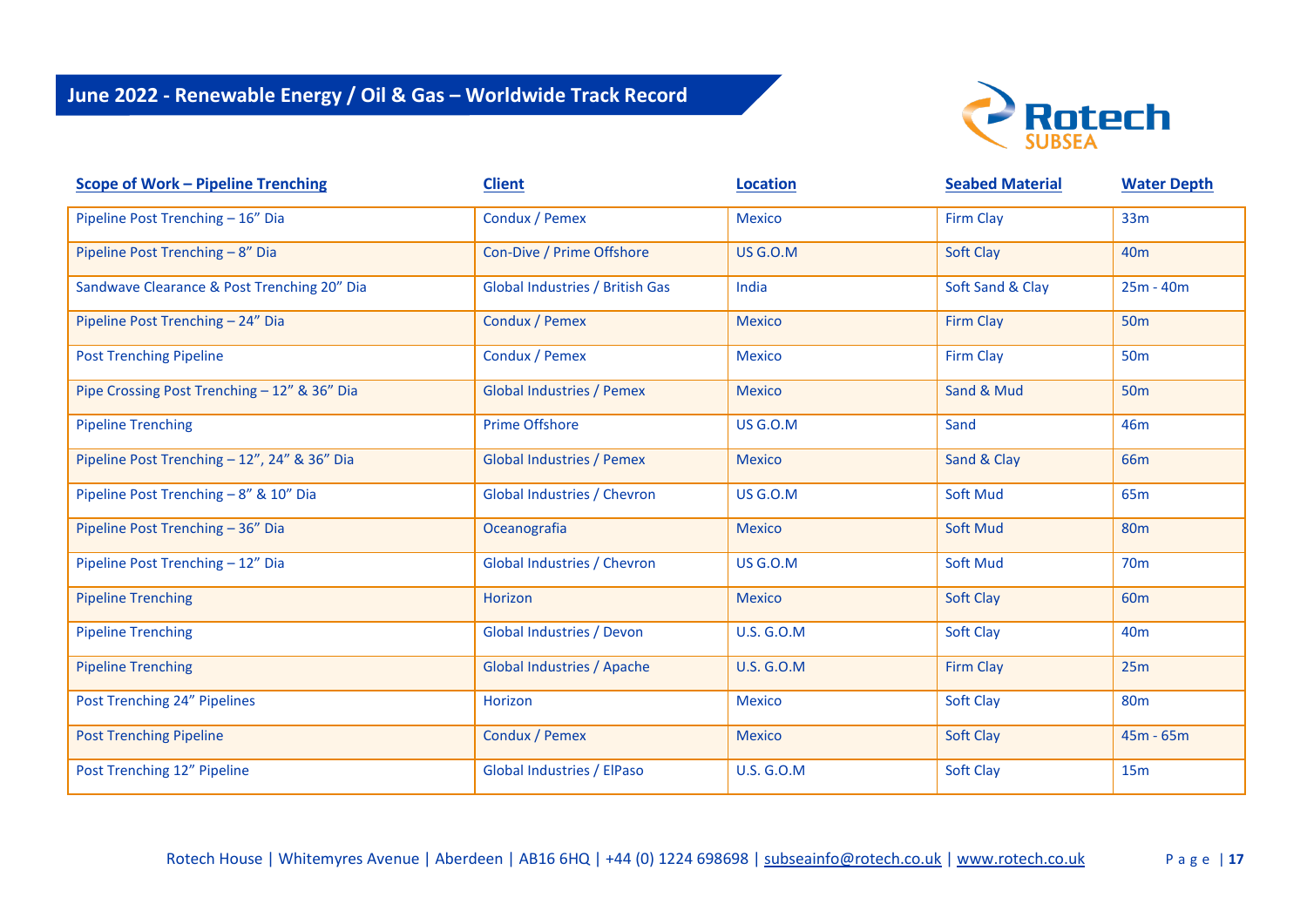# June 2022 - Renewable Energy / Oil & Gas – Worldwide Track Record

| Scope of Work – Pipeline Trenching | Client | Location | Seabed Material | Water Depth |
|---|---|---|---|---|
| Pipeline Post Trenching – 16" Dia | Condux / Pemex | Mexico | Firm Clay | 33m |
| Pipeline Post Trenching – 8" Dia | Con-Dive / Prime Offshore | US G.O.M | Soft Clay | 40m |
| Sandwave Clearance & Post Trenching 20" Dia | Global Industries / British Gas | India | Soft Sand & Clay | 25m - 40m |
| Pipeline Post Trenching – 24" Dia | Condux / Pemex | Mexico | Firm Clay | 50m |
| Post Trenching Pipeline | Condux / Pemex | Mexico | Firm Clay | 50m |
| Pipe Crossing Post Trenching – 12" & 36" Dia | Global Industries / Pemex | Mexico | Sand & Mud | 50m |
| Pipeline Trenching | Prime Offshore | US G.O.M | Sand | 46m |
| Pipeline Post Trenching – 12", 24" & 36" Dia | Global Industries / Pemex | Mexico | Sand & Clay | 66m |
| Pipeline Post Trenching – 8" & 10" Dia | Global Industries / Chevron | US G.O.M | Soft Mud | 65m |
| Pipeline Post Trenching – 36" Dia | Oceanografia | Mexico | Soft Mud | 80m |
| Pipeline Post Trenching – 12" Dia | Global Industries / Chevron | US G.O.M | Soft Mud | 70m |
| Pipeline Trenching | Horizon | Mexico | Soft Clay | 60m |
| Pipeline Trenching | Global Industries / Devon | U.S. G.O.M | Soft Clay | 40m |
| Pipeline Trenching | Global Industries / Apache | U.S. G.O.M | Firm Clay | 25m |
| Post Trenching 24" Pipelines | Horizon | Mexico | Soft Clay | 80m |
| Post Trenching Pipeline | Condux / Pemex | Mexico | Soft Clay | 45m - 65m |
| Post Trenching 12" Pipeline | Global Industries / ElPaso | U.S. G.O.M | Soft Clay | 15m |

Rotech House | Whitemyres Avenue | Aberdeen | AB16 6HQ | +44 (0) 1224 698698 | subseainfo@rotech.co.uk | www.rotech.co.uk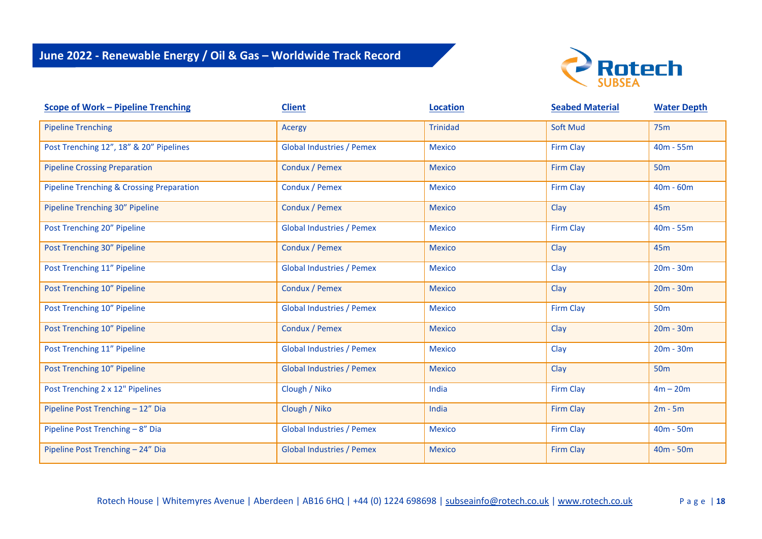## June 2022 - Renewable Energy / Oil & Gas – Worldwide Track Record

| Scope of Work – Pipeline Trenching | Client | Location | Seabed Material | Water Depth |
|---|---|---|---|---|
| Pipeline Trenching | Acergy | Trinidad | Soft Mud | 75m |
| Post Trenching 12", 18" & 20" Pipelines | Global Industries / Pemex | Mexico | Firm Clay | 40m - 55m |
| Pipeline Crossing Preparation | Condux / Pemex | Mexico | Firm Clay | 50m |
| Pipeline Trenching & Crossing Preparation | Condux / Pemex | Mexico | Firm Clay | 40m - 60m |
| Pipeline Trenching 30" Pipeline | Condux / Pemex | Mexico | Clay | 45m |
| Post Trenching 20" Pipeline | Global Industries / Pemex | Mexico | Firm Clay | 40m - 55m |
| Post Trenching 30" Pipeline | Condux / Pemex | Mexico | Clay | 45m |
| Post Trenching 11" Pipeline | Global Industries / Pemex | Mexico | Clay | 20m - 30m |
| Post Trenching 10" Pipeline | Condux / Pemex | Mexico | Clay | 20m - 30m |
| Post Trenching 10" Pipeline | Global Industries / Pemex | Mexico | Firm Clay | 50m |
| Post Trenching 10" Pipeline | Condux / Pemex | Mexico | Clay | 20m - 30m |
| Post Trenching 11" Pipeline | Global Industries / Pemex | Mexico | Clay | 20m - 30m |
| Post Trenching 10" Pipeline | Global Industries / Pemex | Mexico | Clay | 50m |
| Post Trenching 2 x 12" Pipelines | Clough / Niko | India | Firm Clay | 4m – 20m |
| Pipeline Post Trenching – 12" Dia | Clough / Niko | India | Firm Clay | 2m - 5m |
| Pipeline Post Trenching – 8" Dia | Global Industries / Pemex | Mexico | Firm Clay | 40m - 50m |
| Pipeline Post Trenching – 24" Dia | Global Industries / Pemex | Mexico | Firm Clay | 40m - 50m |

Rotech House | Whitemyres Avenue | Aberdeen | AB16 6HQ | +44 (0) 1224 698698 | subseainfo@rotech.co.uk | www.rotech.co.uk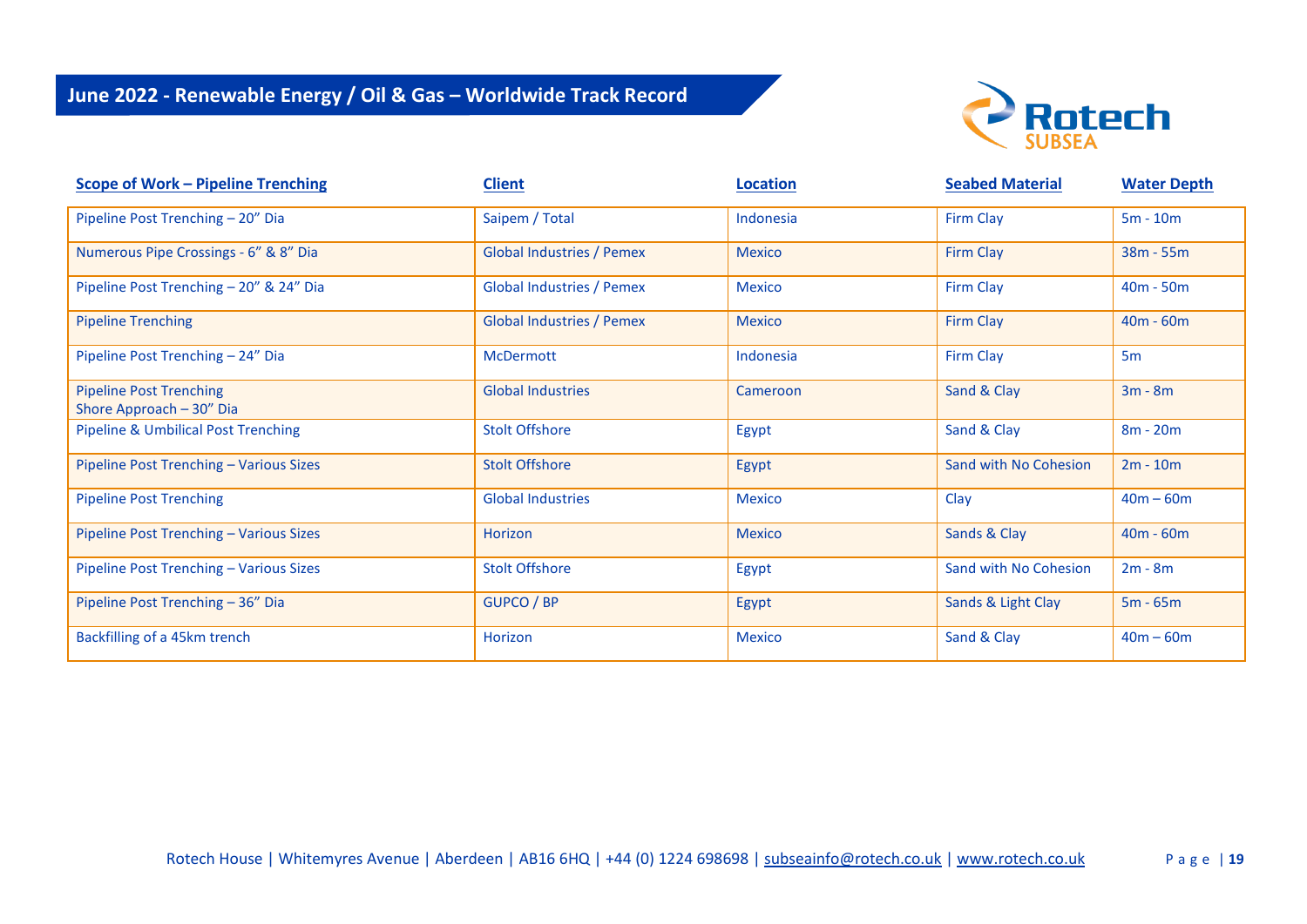## June 2022 - Renewable Energy / Oil & Gas – Worldwide Track Record

| Scope of Work – Pipeline Trenching | Client | Location | Seabed Material | Water Depth |
|---|---|---|---|---|
| Pipeline Post Trenching – 20” Dia | Saipem / Total | Indonesia | Firm Clay | 5m - 10m |
| Numerous Pipe Crossings - 6” & 8” Dia | Global Industries / Pemex | Mexico | Firm Clay | 38m - 55m |
| Pipeline Post Trenching – 20” & 24” Dia | Global Industries / Pemex | Mexico | Firm Clay | 40m - 50m |
| Pipeline Trenching | Global Industries / Pemex | Mexico | Firm Clay | 40m - 60m |
| Pipeline Post Trenching – 24” Dia | McDermott | Indonesia | Firm Clay | 5m |
| Pipeline Post Trenching Shore Approach – 30” Dia | Global Industries | Cameroon | Sand & Clay | 3m - 8m |
| Pipeline & Umbilical Post Trenching | Stolt Offshore | Egypt | Sand & Clay | 8m - 20m |
| Pipeline Post Trenching – Various Sizes | Stolt Offshore | Egypt | Sand with No Cohesion | 2m - 10m |
| Pipeline Post Trenching | Global Industries | Mexico | Clay | 40m – 60m |
| Pipeline Post Trenching – Various Sizes | Horizon | Mexico | Sands & Clay | 40m - 60m |
| Pipeline Post Trenching – Various Sizes | Stolt Offshore | Egypt | Sand with No Cohesion | 2m - 8m |
| Pipeline Post Trenching – 36” Dia | GUPCO / BP | Egypt | Sands & Light Clay | 5m - 65m |
| Backfilling of a 45km trench | Horizon | Mexico | Sand & Clay | 40m – 60m |

Rotech House | Whitemyres Avenue | Aberdeen | AB16 6HQ | +44 (0) 1224 698698 | subseainfo@rotech.co.uk | www.rotech.co.uk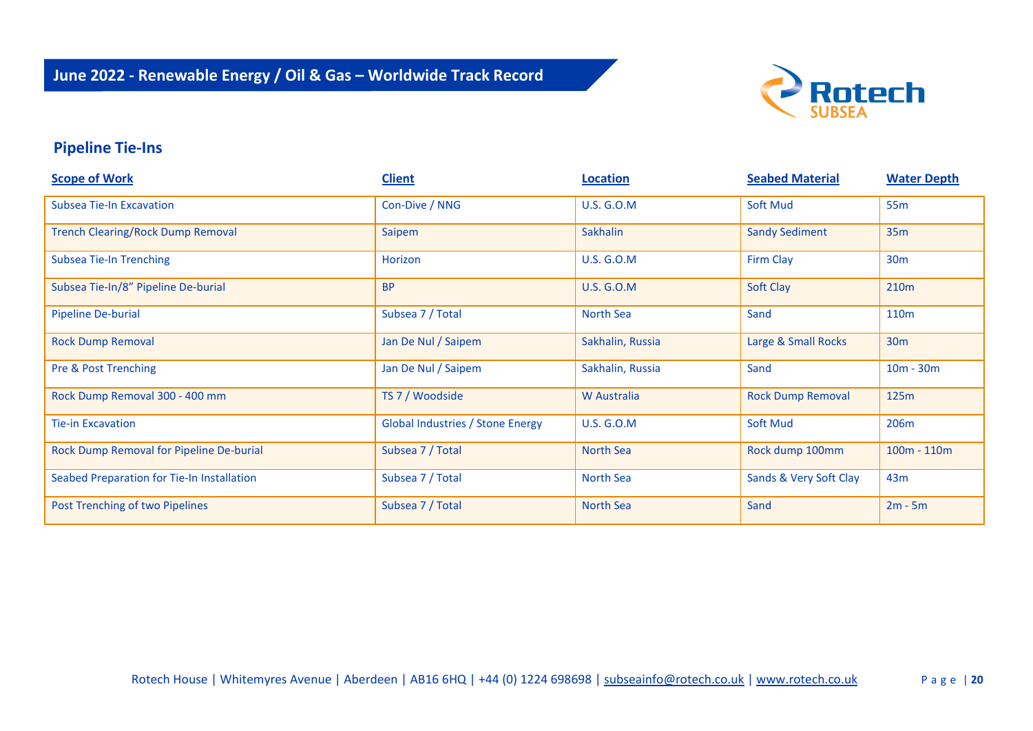## June 2022 - Renewable Energy / Oil & Gas – Worldwide Track Record

### Pipeline Tie-Ins

| Scope of Work | Client | Location | Seabed Material | Water Depth |
|---|---|---|---|---|
| Subsea Tie-In Excavation | Con-Dive / NNG | U.S. G.O.M | Soft Mud | 55m |
| Trench Clearing/Rock Dump Removal | Saipem | Sakhalin | Sandy Sediment | 35m |
| Subsea Tie-In Trenching | Horizon | U.S. G.O.M | Firm Clay | 30m |
| Subsea Tie-In/8" Pipeline De-burial | BP | U.S. G.O.M | Soft Clay | 210m |
| Pipeline De-burial | Subsea 7 / Total | North Sea | Sand | 110m |
| Rock Dump Removal | Jan De Nul / Saipem | Sakhalin, Russia | Large & Small Rocks | 30m |
| Pre & Post Trenching | Jan De Nul / Saipem | Sakhalin, Russia | Sand | 10m - 30m |
| Rock Dump Removal 300 - 400 mm | TS 7 / Woodside | W Australia | Rock Dump Removal | 125m |
| Tie-in Excavation | Global Industries / Stone Energy | U.S. G.O.M | Soft Mud | 206m |
| Rock Dump Removal for Pipeline De-burial | Subsea 7 / Total | North Sea | Rock dump 100mm | 100m - 110m |
| Seabed Preparation for Tie-In Installation | Subsea 7 / Total | North Sea | Sands & Very Soft Clay | 43m |
| Post Trenching of two Pipelines | Subsea 7 / Total | North Sea | Sand | 2m - 5m |

Rotech House | Whitemyres Avenue | Aberdeen | AB16 6HQ | +44 (0) 1224 698698 | subseainfo@rotech.co.uk | www.rotech.co.uk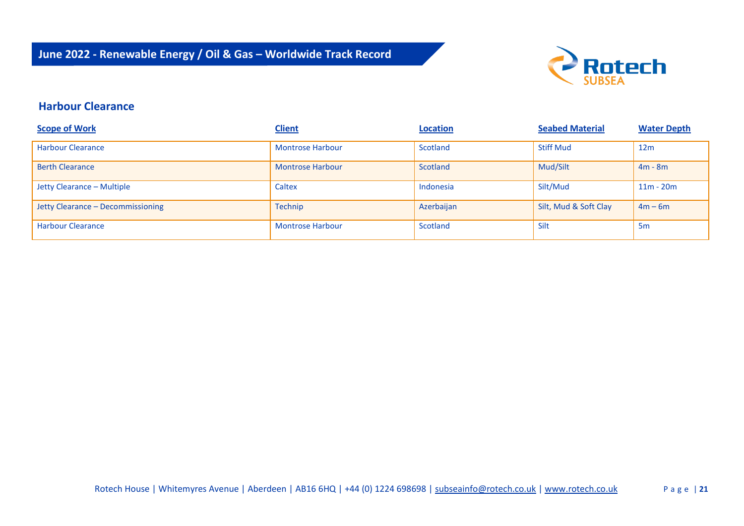## Harbour Clearance

| Scope of Work | Client | Location | Seabed Material | Water Depth |
|---|---|---|---|---|
| Harbour Clearance | Montrose Harbour | Scotland | Stiff Mud | 12m |
| Berth Clearance | Montrose Harbour | Scotland | Mud/Silt | 4m - 8m |
| Jetty Clearance – Multiple | Caltex | Indonesia | Silt/Mud | 11m - 20m |
| Jetty Clearance – Decommissioning | Technip | Azerbaijan | Silt, Mud & Soft Clay | 4m – 6m |
| Harbour Clearance | Montrose Harbour | Scotland | Silt | 5m |